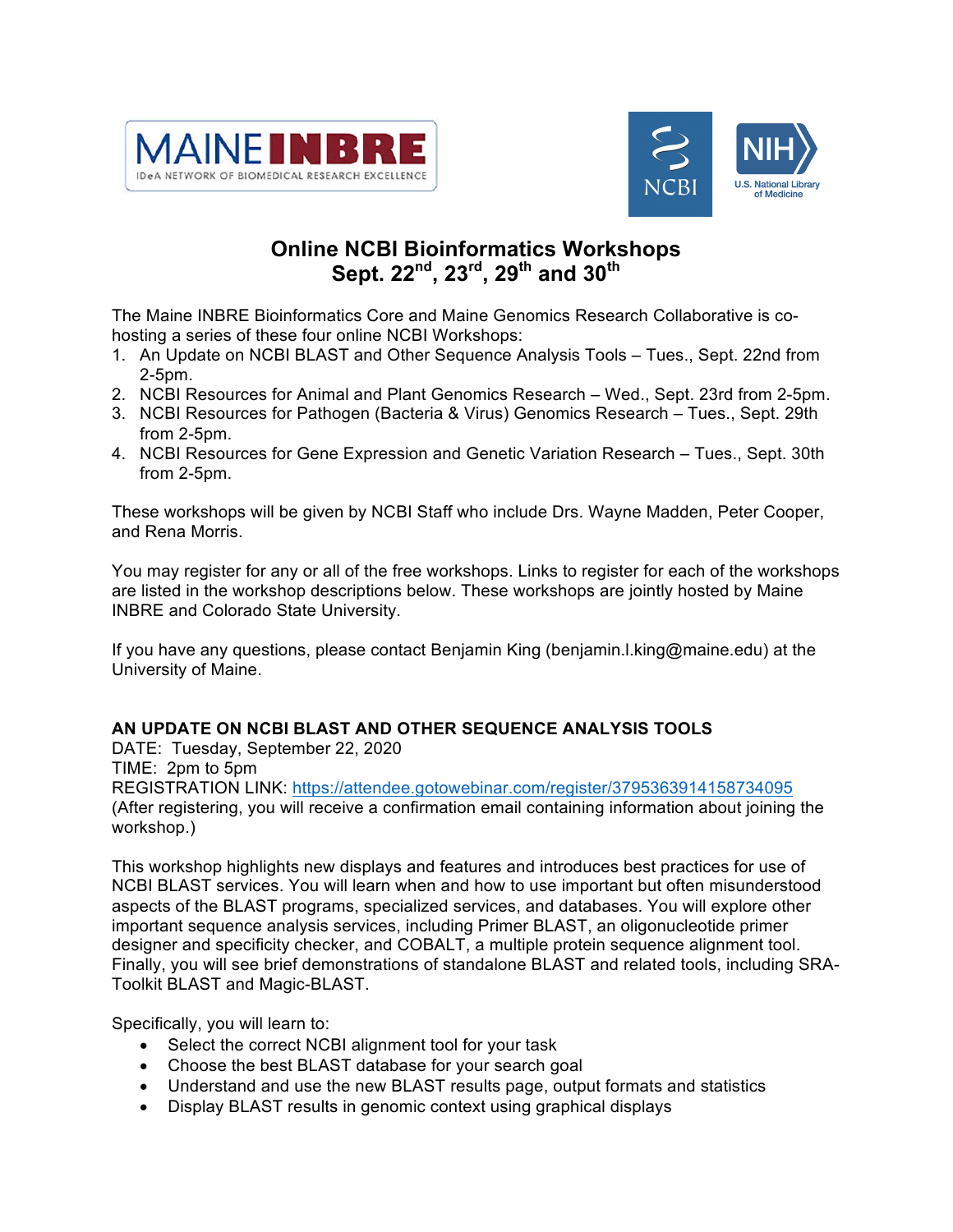# Online NCBI Bioinformatics Workshops
## Sept. 22nd, 23rd, 29th and 30th

The Maine INBRE Bioinformatics Core and Maine Genomics Research Collaborative is co-hosting a series of these four online NCBI Workshops:

1. An Update on NCBI BLAST and Other Sequence Analysis Tools – Tues., Sept. 22nd from 2-5pm.
2. NCBI Resources for Animal and Plant Genomics Research – Wed., Sept. 23rd from 2-5pm.
3. NCBI Resources for Pathogen (Bacteria & Virus) Genomics Research – Tues., Sept. 29th from 2-5pm.
4. NCBI Resources for Gene Expression and Genetic Variation Research – Tues., Sept. 30th from 2-5pm.

These workshops will be given by NCBI Staff who include Drs. Wayne Madden, Peter Cooper, and Rena Morris.

You may register for any or all of the free workshops. Links to register for each of the workshops are listed in the workshop descriptions below. These workshops are jointly hosted by Maine INBRE and Colorado State University.

If you have any questions, please contact Benjamin King (benjamin.l.king@maine.edu) at the University of Maine.

### AN UPDATE ON NCBI BLAST AND OTHER SEQUENCE ANALYSIS TOOLS

DATE: Tuesday, September 22, 2020
TIME: 2pm to 5pm
REGISTRATION LINK: https://attendee.gotowebinar.com/register/3795363914158734095
(After registering, you will receive a confirmation email containing information about joining the workshop.)

This workshop highlights new displays and features and introduces best practices for use of NCBI BLAST services. You will learn when and how to use important but often misunderstood aspects of the BLAST programs, specialized services, and databases. You will explore other important sequence analysis services, including Primer BLAST, an oligonucleotide primer designer and specificity checker, and COBALT, a multiple protein sequence alignment tool. Finally, you will see brief demonstrations of standalone BLAST and related tools, including SRA-Toolkit BLAST and Magic-BLAST.

Specifically, you will learn to:

- Select the correct NCBI alignment tool for your task
- Choose the best BLAST database for your search goal
- Understand and use the new BLAST results page, output formats and statistics
- Display BLAST results in genomic context using graphical displays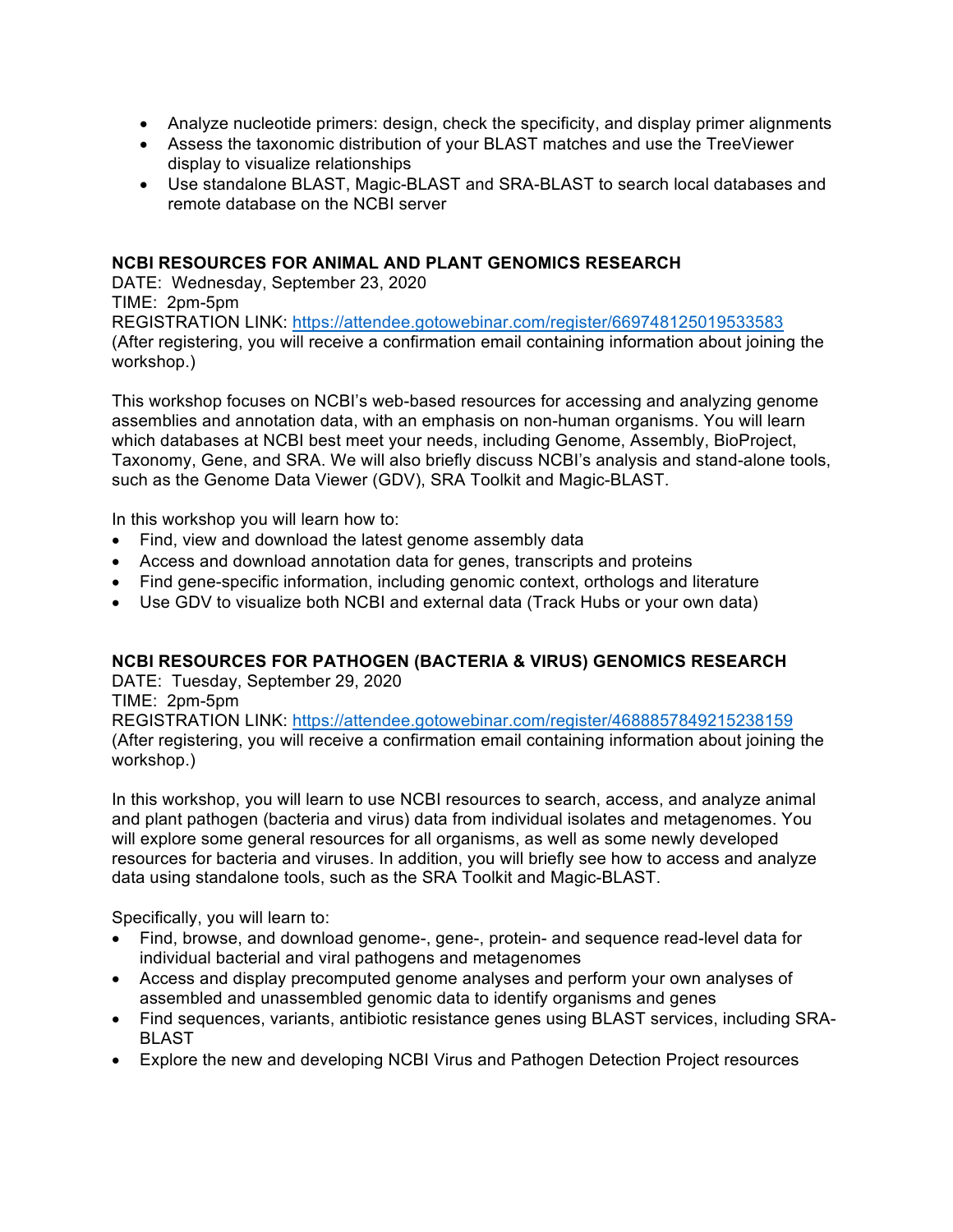- Analyze nucleotide primers: design, check the specificity, and display primer alignments
- Assess the taxonomic distribution of your BLAST matches and use the TreeViewer display to visualize relationships
- Use standalone BLAST, Magic-BLAST and SRA-BLAST to search local databases and remote database on the NCBI server

**NCBI RESOURCES FOR ANIMAL AND PLANT GENOMICS RESEARCH**
DATE: Wednesday, September 23, 2020
TIME: 2pm-5pm
REGISTRATION LINK: https://attendee.gotowebinar.com/register/669748125019533583
(After registering, you will receive a confirmation email containing information about joining the workshop.)

This workshop focuses on NCBI's web-based resources for accessing and analyzing genome assemblies and annotation data, with an emphasis on non-human organisms. You will learn which databases at NCBI best meet your needs, including Genome, Assembly, BioProject, Taxonomy, Gene, and SRA. We will also briefly discuss NCBI's analysis and stand-alone tools, such as the Genome Data Viewer (GDV), SRA Toolkit and Magic-BLAST.

In this workshop you will learn how to:

- Find, view and download the latest genome assembly data
- Access and download annotation data for genes, transcripts and proteins
- Find gene-specific information, including genomic context, orthologs and literature
- Use GDV to visualize both NCBI and external data (Track Hubs or your own data)

**NCBI RESOURCES FOR PATHOGEN (BACTERIA & VIRUS) GENOMICS RESEARCH**
DATE: Tuesday, September 29, 2020
TIME: 2pm-5pm
REGISTRATION LINK: https://attendee.gotowebinar.com/register/4688857849215238159
(After registering, you will receive a confirmation email containing information about joining the workshop.)

In this workshop, you will learn to use NCBI resources to search, access, and analyze animal and plant pathogen (bacteria and virus) data from individual isolates and metagenomes. You will explore some general resources for all organisms, as well as some newly developed resources for bacteria and viruses. In addition, you will briefly see how to access and analyze data using standalone tools, such as the SRA Toolkit and Magic-BLAST.

Specifically, you will learn to:

- Find, browse, and download genome-, gene-, protein- and sequence read-level data for individual bacterial and viral pathogens and metagenomes
- Access and display precomputed genome analyses and perform your own analyses of assembled and unassembled genomic data to identify organisms and genes
- Find sequences, variants, antibiotic resistance genes using BLAST services, including SRA-BLAST
- Explore the new and developing NCBI Virus and Pathogen Detection Project resources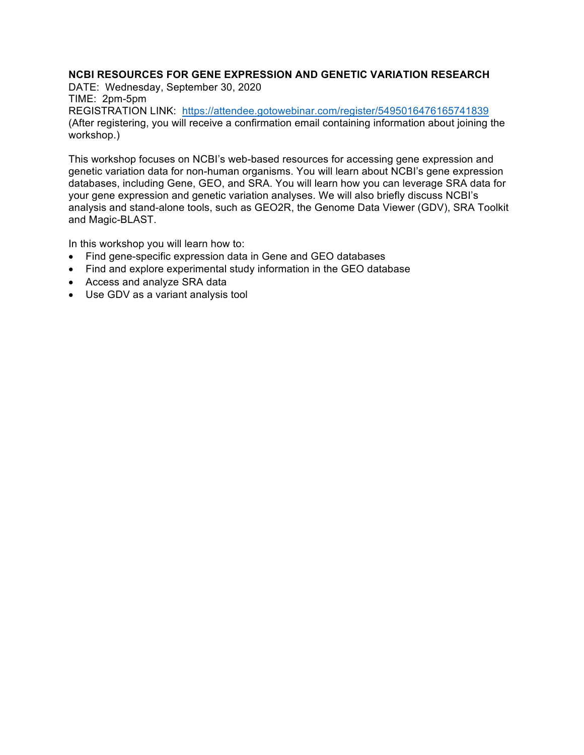**NCBI RESOURCES FOR GENE EXPRESSION AND GENETIC VARIATION RESEARCH**
DATE: Wednesday, September 30, 2020
TIME: 2pm-5pm
REGISTRATION LINK: https://attendee.gotowebinar.com/register/5495016476165741839
(After registering, you will receive a confirmation email containing information about joining the workshop.)

This workshop focuses on NCBI's web-based resources for accessing gene expression and genetic variation data for non-human organisms. You will learn about NCBI's gene expression databases, including Gene, GEO, and SRA. You will learn how you can leverage SRA data for your gene expression and genetic variation analyses. We will also briefly discuss NCBI's analysis and stand-alone tools, such as GEO2R, the Genome Data Viewer (GDV), SRA Toolkit and Magic-BLAST.

In this workshop you will learn how to:

- Find gene-specific expression data in Gene and GEO databases
- Find and explore experimental study information in the GEO database
- Access and analyze SRA data
- Use GDV as a variant analysis tool